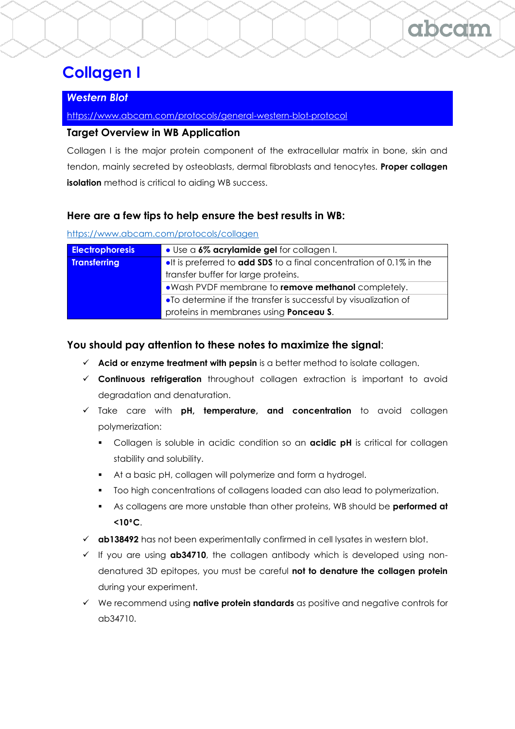# Collagen I

## *Western Blot*

https://www.abcam.com/protocols/general-western-blot-protocol

### Target Overview in WB Application

Collagen I is the major protein component of the extracellular matrix in bone, skin and tendon, mainly secreted by osteoblasts, dermal fibroblasts and tenocytes. **Proper collagen isolation** method is critical to aiding WB success.

### Here are a few tips to help ensure the best results in WB:

https://www.abcam.com/protocols/collagen

| | |
|---|---|
| **Electrophoresis** | • Use a **6% acrylamide gel** for collagen I. |
| **Transferring** | •It is preferred to **add SDS** to a final concentration of 0.1% in the transfer buffer for large proteins. |
| | •Wash PVDF membrane to **remove methanol** completely. |
| | •To determine if the transfer is successful by visualization of proteins in membranes using **Ponceau S**. |

### You should pay attention to these notes to maximize the signal:

- ✓ **Acid or enzyme treatment with pepsin** is a better method to isolate collagen.
- ✓ **Continuous refrigeration** throughout collagen extraction is important to avoid degradation and denaturation.
- ✓ Take care with **pH, temperature, and concentration** to avoid collagen polymerization:
  - Collagen is soluble in acidic condition so an **acidic pH** is critical for collagen stability and solubility.
  - At a basic pH, collagen will polymerize and form a hydrogel.
  - Too high concentrations of collagens loaded can also lead to polymerization.
  - As collagens are more unstable than other proteins, WB should be **performed at <10°C**.
- ✓ **ab138492** has not been experimentally confirmed in cell lysates in western blot.
- ✓ If you are using **ab34710**, the collagen antibody which is developed using non-denatured 3D epitopes, you must be careful **not to denature the collagen protein** during your experiment.
- ✓ We recommend using **native protein standards** as positive and negative controls for ab34710.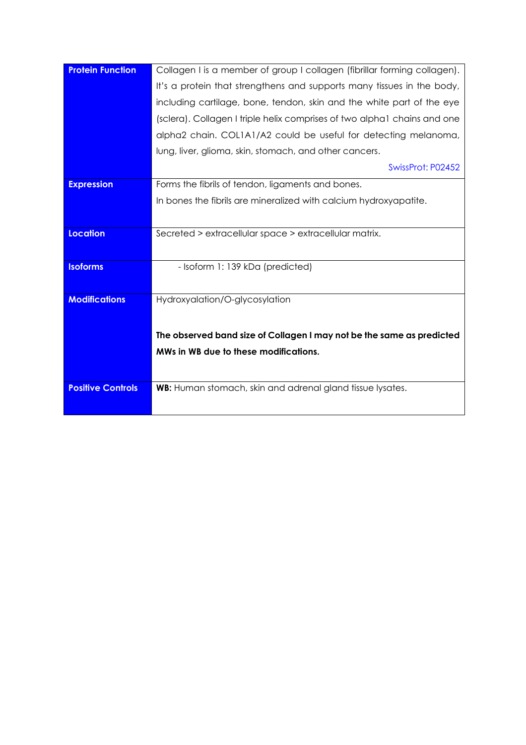| | |
|---|---|
| **Protein Function** | Collagen I is a member of group I collagen (fibrillar forming collagen). It's a protein that strengthens and supports many tissues in the body, including cartilage, bone, tendon, skin and the white part of the eye (sclera). Collagen I triple helix comprises of two alpha1 chains and one alpha2 chain. COL1A1/A2 could be useful for detecting melanoma, lung, liver, glioma, skin, stomach, and other cancers. SwissProt: P02452 |
| **Expression** | Forms the fibrils of tendon, ligaments and bones. In bones the fibrils are mineralized with calcium hydroxyapatite. |
| **Location** | Secreted > extracellular space > extracellular matrix. |
| **Isoforms** | - Isoform 1: 139 kDa (predicted) |
| **Modifications** | Hydroxyalation/O-glycosylation **The observed band size of Collagen I may not be the same as predicted MWs in WB due to these modifications.** |
| **Positive Controls** | **WB:** Human stomach, skin and adrenal gland tissue lysates. |